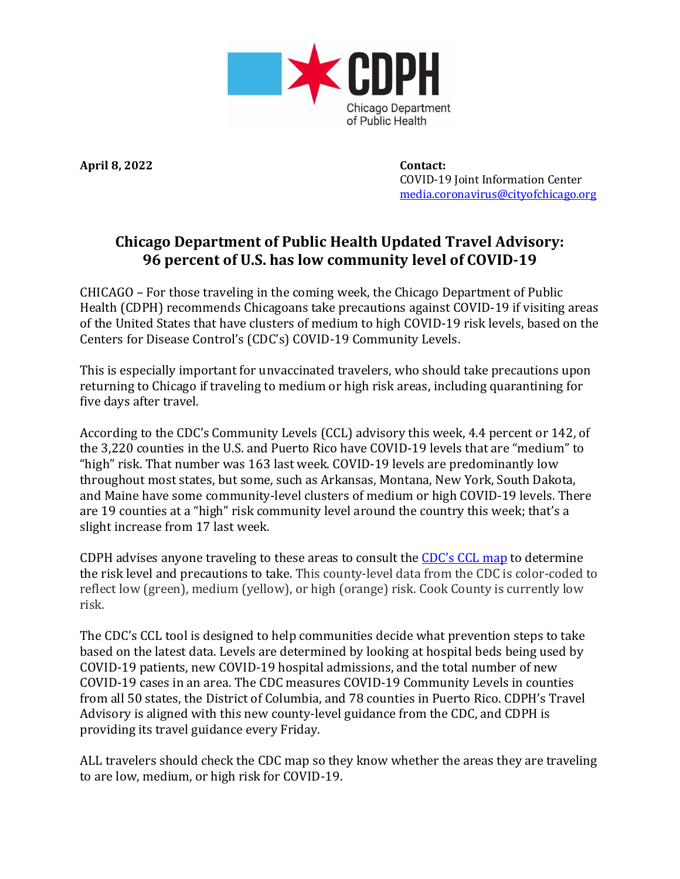CDPH
Chicago Department of Public Health

**April 8, 2022**

**Contact:**
COVID-19 Joint Information Center
media.coronavirus@cityofchicago.org

# Chicago Department of Public Health Updated Travel Advisory: 96 percent of U.S. has low community level of COVID-19

CHICAGO – For those traveling in the coming week, the Chicago Department of Public Health (CDPH) recommends Chicagoans take precautions against COVID-19 if visiting areas of the United States that have clusters of medium to high COVID-19 risk levels, based on the Centers for Disease Control's (CDC's) COVID-19 Community Levels.

This is especially important for unvaccinated travelers, who should take precautions upon returning to Chicago if traveling to medium or high risk areas, including quarantining for five days after travel.

According to the CDC's Community Levels (CCL) advisory this week, 4.4 percent or 142, of the 3,220 counties in the U.S. and Puerto Rico have COVID-19 levels that are "medium" to "high" risk. That number was 163 last week. COVID-19 levels are predominantly low throughout most states, but some, such as Arkansas, Montana, New York, South Dakota, and Maine have some community-level clusters of medium or high COVID-19 levels. There are 19 counties at a "high" risk community level around the country this week; that's a slight increase from 17 last week.

CDPH advises anyone traveling to these areas to consult the [CDC's CCL map](https://www.cdc.gov) to determine the risk level and precautions to take. This county-level data from the CDC is color-coded to reflect low (green), medium (yellow), or high (orange) risk. Cook County is currently low risk.

The CDC's CCL tool is designed to help communities decide what prevention steps to take based on the latest data. Levels are determined by looking at hospital beds being used by COVID-19 patients, new COVID-19 hospital admissions, and the total number of new COVID-19 cases in an area. The CDC measures COVID-19 Community Levels in counties from all 50 states, the District of Columbia, and 78 counties in Puerto Rico. CDPH's Travel Advisory is aligned with this new county-level guidance from the CDC, and CDPH is providing its travel guidance every Friday.

ALL travelers should check the CDC map so they know whether the areas they are traveling to are low, medium, or high risk for COVID-19.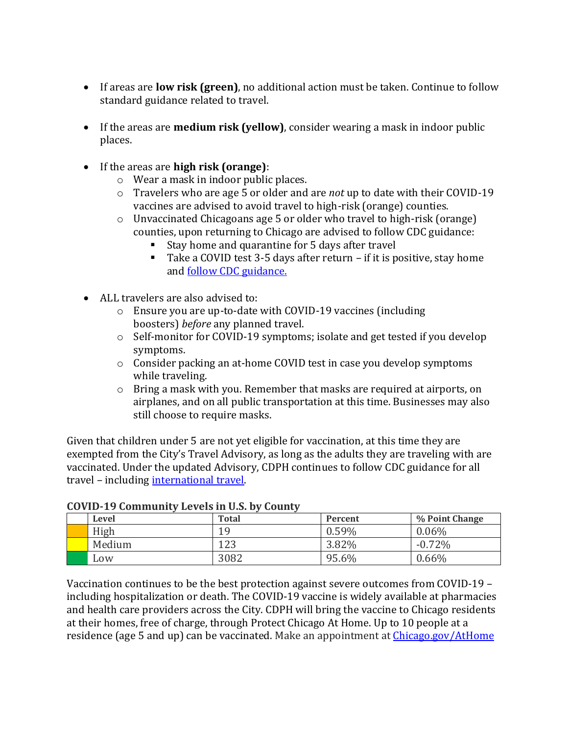- If areas are **low risk (green)**, no additional action must be taken. Continue to follow standard guidance related to travel.

- If the areas are **medium risk (yellow)**, consider wearing a mask in indoor public places.

- If the areas are **high risk (orange)**:
  - Wear a mask in indoor public places.
  - Travelers who are age 5 or older and are *not* up to date with their COVID-19 vaccines are advised to avoid travel to high-risk (orange) counties.
  - Unvaccinated Chicagoans age 5 or older who travel to high-risk (orange) counties, upon returning to Chicago are advised to follow CDC guidance:
    - Stay home and quarantine for 5 days after travel
    - Take a COVID test 3-5 days after return – if it is positive, stay home and [follow CDC guidance.]()

- ALL travelers are also advised to:
  - Ensure you are up-to-date with COVID-19 vaccines (including boosters) *before* any planned travel.
  - Self-monitor for COVID-19 symptoms; isolate and get tested if you develop symptoms.
  - Consider packing an at-home COVID test in case you develop symptoms while traveling.
  - Bring a mask with you. Remember that masks are required at airports, on airplanes, and on all public transportation at this time. Businesses may also still choose to require masks.

Given that children under 5 are not yet eligible for vaccination, at this time they are exempted from the City's Travel Advisory, as long as the adults they are traveling with are vaccinated. Under the updated Advisory, CDPH continues to follow CDC guidance for all travel – including [international travel]().

**COVID-19 Community Levels in U.S. by County**

| | Level | Total | Percent | % Point Change |
|---|---|---|---|---|
| | High | 19 | 0.59% | 0.06% |
| | Medium | 123 | 3.82% | -0.72% |
| | Low | 3082 | 95.6% | 0.66% |

Vaccination continues to be the best protection against severe outcomes from COVID-19 – including hospitalization or death. The COVID-19 vaccine is widely available at pharmacies and health care providers across the City. CDPH will bring the vaccine to Chicago residents at their homes, free of charge, through Protect Chicago At Home. Up to 10 people at a residence (age 5 and up) can be vaccinated. Make an appointment at [Chicago.gov/AtHome]()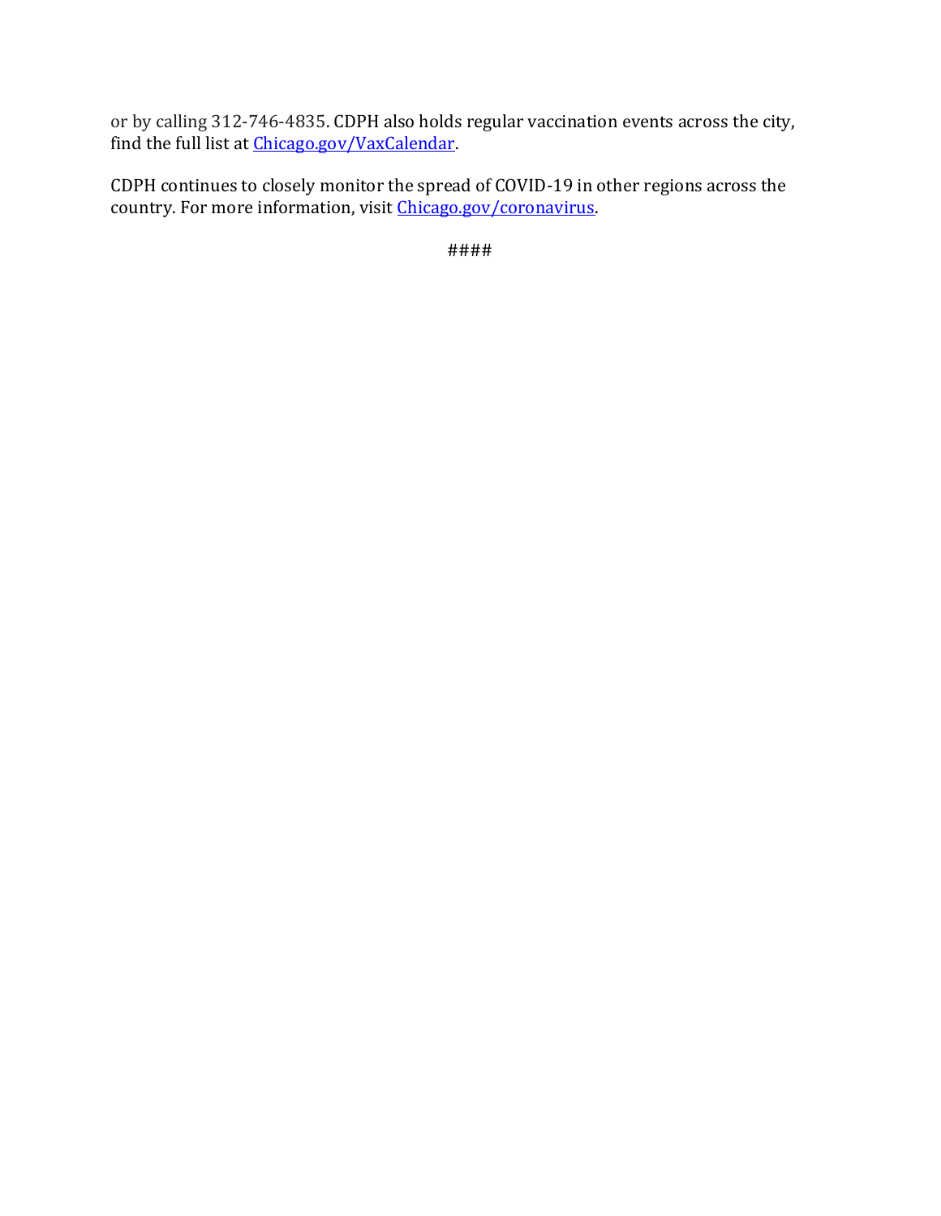or by calling 312-746-4835. CDPH also holds regular vaccination events across the city, find the full list at [Chicago.gov/VaxCalendar](Chicago.gov/VaxCalendar).

CDPH continues to closely monitor the spread of COVID-19 in other regions across the country. For more information, visit [Chicago.gov/coronavirus](Chicago.gov/coronavirus).

####